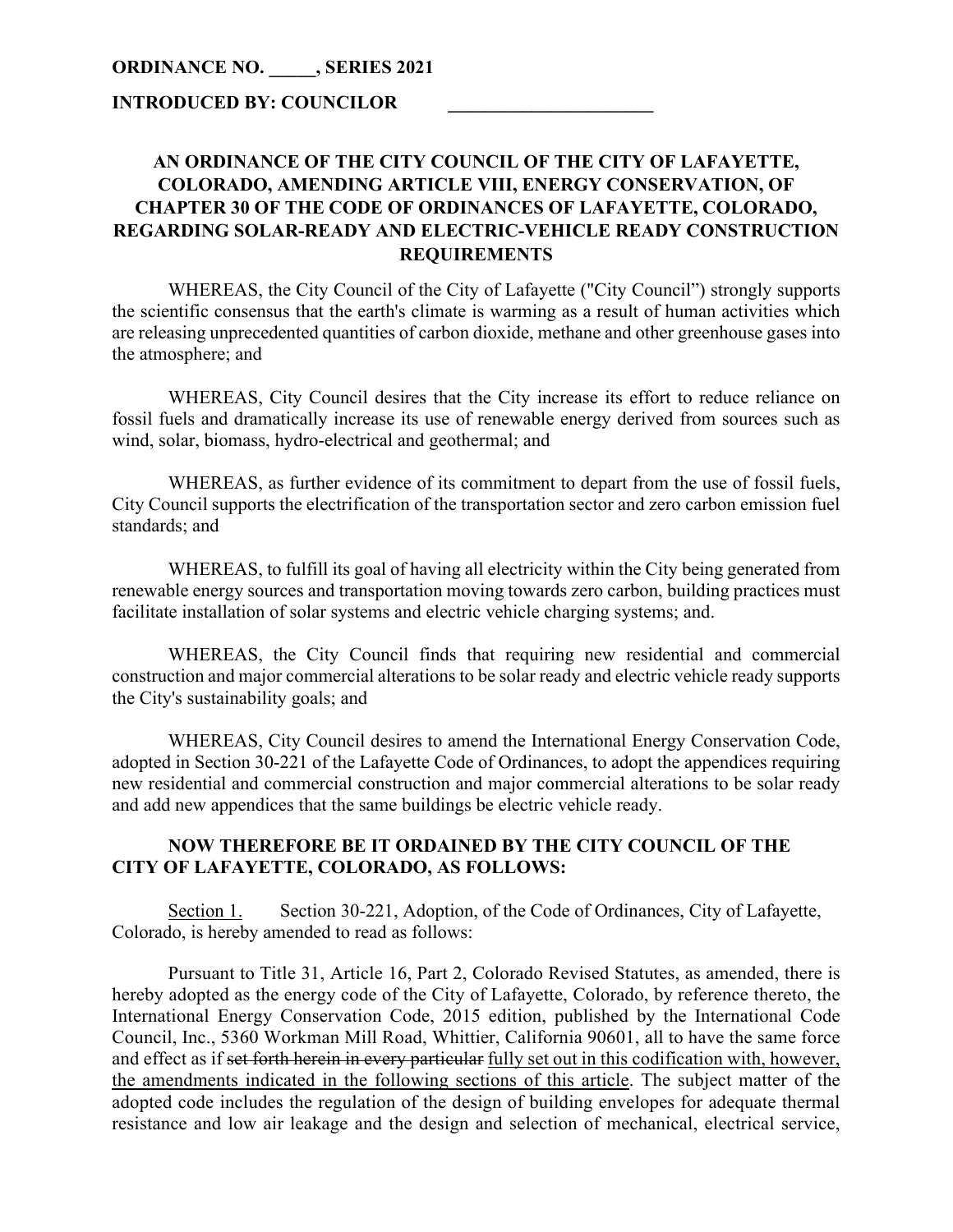**ORDINANCE NO. _____, SERIES 2021**

**INTRODUCED BY: COUNCILOR ______________________**

**AN ORDINANCE OF THE CITY COUNCIL OF THE CITY OF LAFAYETTE, COLORADO, AMENDING ARTICLE VIII, ENERGY CONSERVATION, OF CHAPTER 30 OF THE CODE OF ORDINANCES OF LAFAYETTE, COLORADO, REGARDING SOLAR-READY AND ELECTRIC-VEHICLE READY CONSTRUCTION REQUIREMENTS**

WHEREAS, the City Council of the City of Lafayette ("City Council") strongly supports the scientific consensus that the earth's climate is warming as a result of human activities which are releasing unprecedented quantities of carbon dioxide, methane and other greenhouse gases into the atmosphere; and

WHEREAS, City Council desires that the City increase its effort to reduce reliance on fossil fuels and dramatically increase its use of renewable energy derived from sources such as wind, solar, biomass, hydro-electrical and geothermal; and

WHEREAS, as further evidence of its commitment to depart from the use of fossil fuels, City Council supports the electrification of the transportation sector and zero carbon emission fuel standards; and

WHEREAS, to fulfill its goal of having all electricity within the City being generated from renewable energy sources and transportation moving towards zero carbon, building practices must facilitate installation of solar systems and electric vehicle charging systems; and.

WHEREAS, the City Council finds that requiring new residential and commercial construction and major commercial alterations to be solar ready and electric vehicle ready supports the City's sustainability goals; and

WHEREAS, City Council desires to amend the International Energy Conservation Code, adopted in Section 30-221 of the Lafayette Code of Ordinances, to adopt the appendices requiring new residential and commercial construction and major commercial alterations to be solar ready and add new appendices that the same buildings be electric vehicle ready.

**NOW THEREFORE BE IT ORDAINED BY THE CITY COUNCIL OF THE CITY OF LAFAYETTE, COLORADO, AS FOLLOWS:**

<u>Section 1.</u> Section 30-221, Adoption, of the Code of Ordinances, City of Lafayette, Colorado, is hereby amended to read as follows:

Pursuant to Title 31, Article 16, Part 2, Colorado Revised Statutes, as amended, there is hereby adopted as the energy code of the City of Lafayette, Colorado, by reference thereto, the International Energy Conservation Code, 2015 edition, published by the International Code Council, Inc., 5360 Workman Mill Road, Whittier, California 90601, all to have the same force and effect as if ~~set forth herein in every particular~~ <u>fully set out in this codification with, however, the amendments indicated in the following sections of this article</u>. The subject matter of the adopted code includes the regulation of the design of building envelopes for adequate thermal resistance and low air leakage and the design and selection of mechanical, electrical service,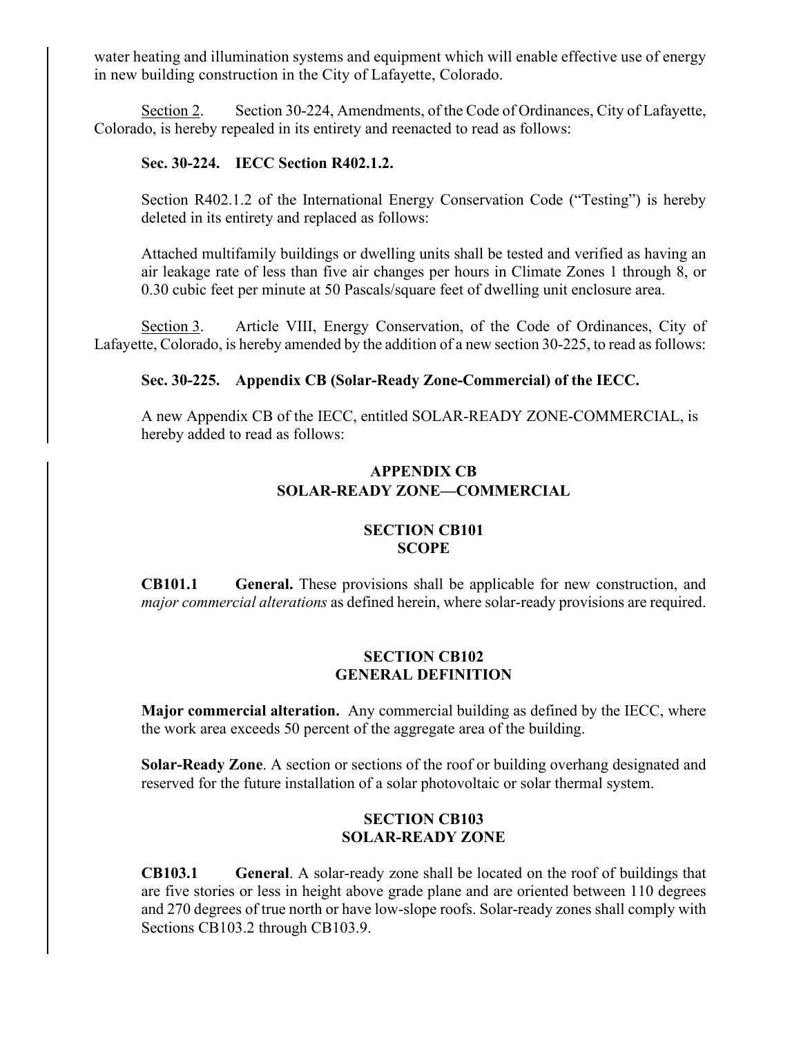water heating and illumination systems and equipment which will enable effective use of energy in new building construction in the City of Lafayette, Colorado.

Section 2. Section 30-224, Amendments, of the Code of Ordinances, City of Lafayette, Colorado, is hereby repealed in its entirety and reenacted to read as follows:

**Sec. 30-224. IECC Section R402.1.2.**

Section R402.1.2 of the International Energy Conservation Code ("Testing") is hereby deleted in its entirety and replaced as follows:

Attached multifamily buildings or dwelling units shall be tested and verified as having an air leakage rate of less than five air changes per hours in Climate Zones 1 through 8, or 0.30 cubic feet per minute at 50 Pascals/square feet of dwelling unit enclosure area.

Section 3. Article VIII, Energy Conservation, of the Code of Ordinances, City of Lafayette, Colorado, is hereby amended by the addition of a new section 30-225, to read as follows:

**Sec. 30-225. Appendix CB (Solar-Ready Zone-Commercial) of the IECC.**

A new Appendix CB of the IECC, entitled SOLAR-READY ZONE-COMMERCIAL, is hereby added to read as follows:

## APPENDIX CB
## SOLAR-READY ZONE—COMMERCIAL

### SECTION CB101
### SCOPE

**CB101.1 General.** These provisions shall be applicable for new construction, and *major commercial alterations* as defined herein, where solar-ready provisions are required.

### SECTION CB102
### GENERAL DEFINITION

**Major commercial alteration.** Any commercial building as defined by the IECC, where the work area exceeds 50 percent of the aggregate area of the building.

**Solar-Ready Zone**. A section or sections of the roof or building overhang designated and reserved for the future installation of a solar photovoltaic or solar thermal system.

### SECTION CB103
### SOLAR-READY ZONE

**CB103.1 General**. A solar-ready zone shall be located on the roof of buildings that are five stories or less in height above grade plane and are oriented between 110 degrees and 270 degrees of true north or have low-slope roofs. Solar-ready zones shall comply with Sections CB103.2 through CB103.9.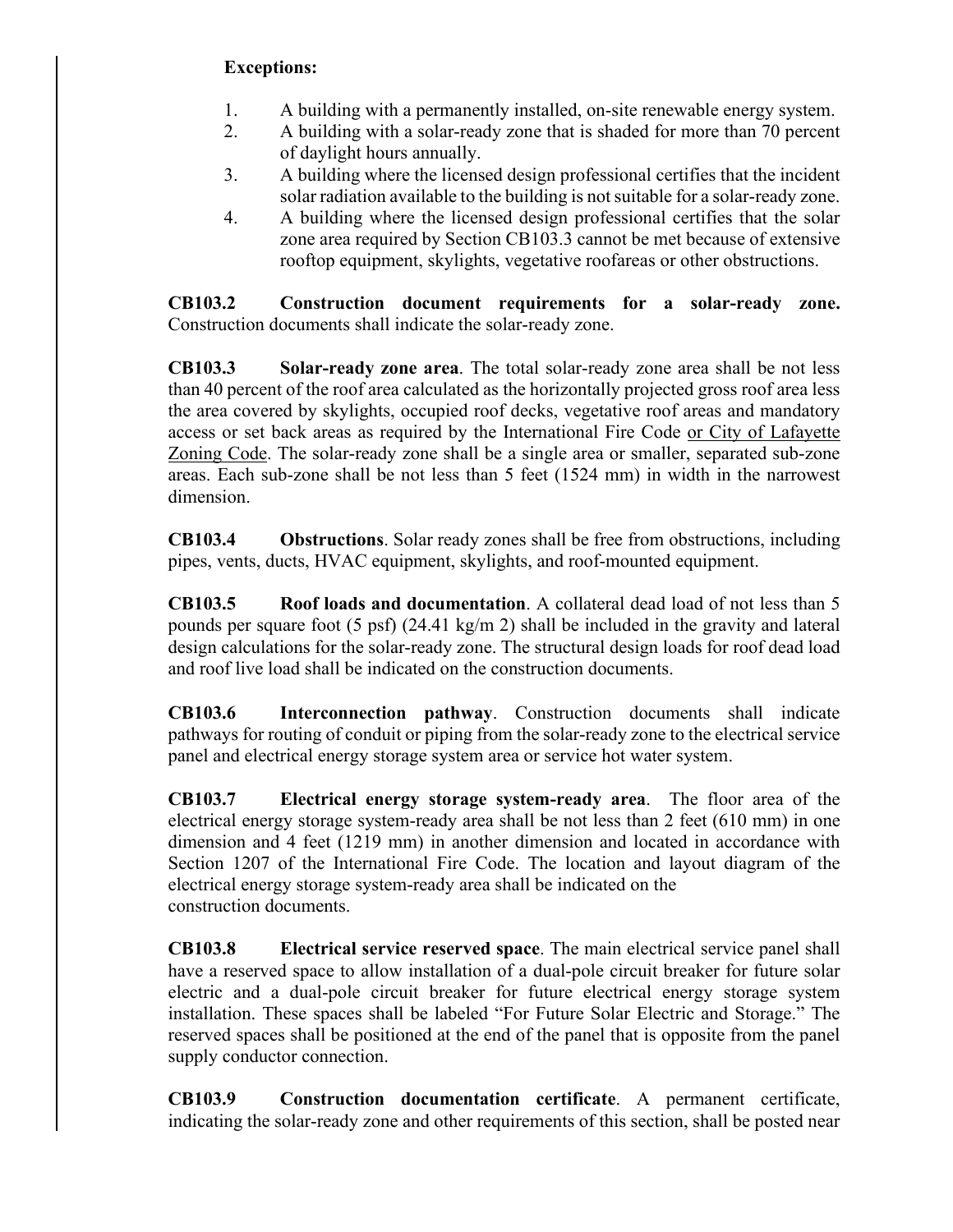**Exceptions:**

1. A building with a permanently installed, on-site renewable energy system.
2. A building with a solar-ready zone that is shaded for more than 70 percent of daylight hours annually.
3. A building where the licensed design professional certifies that the incident solar radiation available to the building is not suitable for a solar-ready zone.
4. A building where the licensed design professional certifies that the solar zone area required by Section CB103.3 cannot be met because of extensive rooftop equipment, skylights, vegetative roofareas or other obstructions.

**CB103.2 Construction document requirements for a solar-ready zone.** Construction documents shall indicate the solar-ready zone.

**CB103.3 Solar-ready zone area**. The total solar-ready zone area shall be not less than 40 percent of the roof area calculated as the horizontally projected gross roof area less the area covered by skylights, occupied roof decks, vegetative roof areas and mandatory access or set back areas as required by the International Fire Code <u>or City of Lafayette Zoning Code</u>. The solar-ready zone shall be a single area or smaller, separated sub-zone areas. Each sub-zone shall be not less than 5 feet (1524 mm) in width in the narrowest dimension.

**CB103.4 Obstructions**. Solar ready zones shall be free from obstructions, including pipes, vents, ducts, HVAC equipment, skylights, and roof-mounted equipment.

**CB103.5 Roof loads and documentation**. A collateral dead load of not less than 5 pounds per square foot (5 psf) (24.41 kg/m 2) shall be included in the gravity and lateral design calculations for the solar-ready zone. The structural design loads for roof dead load and roof live load shall be indicated on the construction documents.

**CB103.6 Interconnection pathway**. Construction documents shall indicate pathways for routing of conduit or piping from the solar-ready zone to the electrical service panel and electrical energy storage system area or service hot water system.

**CB103.7 Electrical energy storage system-ready area**. The floor area of the electrical energy storage system-ready area shall be not less than 2 feet (610 mm) in one dimension and 4 feet (1219 mm) in another dimension and located in accordance with Section 1207 of the International Fire Code. The location and layout diagram of the electrical energy storage system-ready area shall be indicated on the construction documents.

**CB103.8 Electrical service reserved space**. The main electrical service panel shall have a reserved space to allow installation of a dual-pole circuit breaker for future solar electric and a dual-pole circuit breaker for future electrical energy storage system installation. These spaces shall be labeled "For Future Solar Electric and Storage." The reserved spaces shall be positioned at the end of the panel that is opposite from the panel supply conductor connection.

**CB103.9 Construction documentation certificate**. A permanent certificate, indicating the solar-ready zone and other requirements of this section, shall be posted near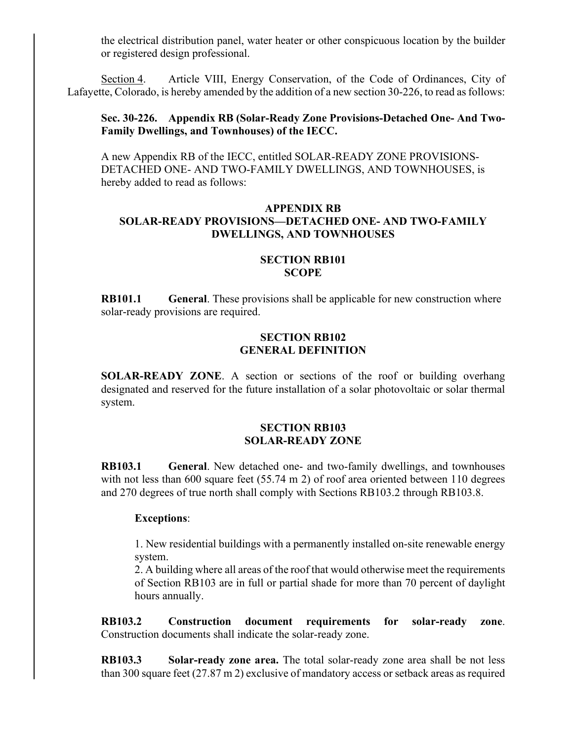the electrical distribution panel, water heater or other conspicuous location by the builder or registered design professional.

Section 4. Article VIII, Energy Conservation, of the Code of Ordinances, City of Lafayette, Colorado, is hereby amended by the addition of a new section 30-226, to read as follows:

**Sec. 30-226. Appendix RB (Solar-Ready Zone Provisions-Detached One- And Two-Family Dwellings, and Townhouses) of the IECC.**

A new Appendix RB of the IECC, entitled SOLAR-READY ZONE PROVISIONS-DETACHED ONE- AND TWO-FAMILY DWELLINGS, AND TOWNHOUSES, is hereby added to read as follows:

**APPENDIX RB**
**SOLAR-READY PROVISIONS—DETACHED ONE- AND TWO-FAMILY DWELLINGS, AND TOWNHOUSES**

**SECTION RB101**
**SCOPE**

**RB101.1 General**. These provisions shall be applicable for new construction where solar-ready provisions are required.

**SECTION RB102**
**GENERAL DEFINITION**

**SOLAR-READY ZONE**. A section or sections of the roof or building overhang designated and reserved for the future installation of a solar photovoltaic or solar thermal system.

**SECTION RB103**
**SOLAR-READY ZONE**

**RB103.1 General**. New detached one- and two-family dwellings, and townhouses with not less than 600 square feet (55.74 $m^2$) of roof area oriented between 110 degrees and 270 degrees of true north shall comply with Sections RB103.2 through RB103.8.

**Exceptions**:

1. New residential buildings with a permanently installed on-site renewable energy system.
2. A building where all areas of the roof that would otherwise meet the requirements of Section RB103 are in full or partial shade for more than 70 percent of daylight hours annually.

**RB103.2 Construction document requirements for solar-ready zone**. Construction documents shall indicate the solar-ready zone.

**RB103.3 Solar-ready zone area.** The total solar-ready zone area shall be not less than 300 square feet (27.87 $m^2$) exclusive of mandatory access or setback areas as required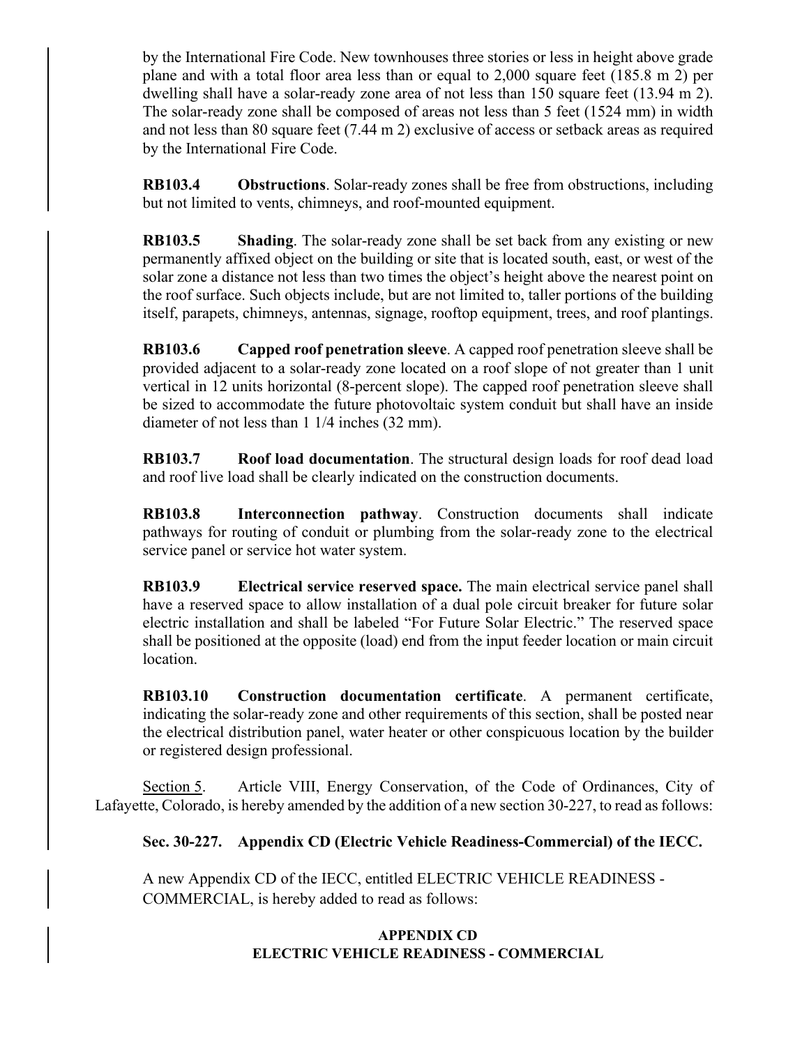by the International Fire Code. New townhouses three stories or less in height above grade plane and with a total floor area less than or equal to 2,000 square feet (185.8 m 2) per dwelling shall have a solar-ready zone area of not less than 150 square feet (13.94 m 2). The solar-ready zone shall be composed of areas not less than 5 feet (1524 mm) in width and not less than 80 square feet (7.44 m 2) exclusive of access or setback areas as required by the International Fire Code.

**RB103.4 Obstructions**. Solar-ready zones shall be free from obstructions, including but not limited to vents, chimneys, and roof-mounted equipment.

**RB103.5 Shading**. The solar-ready zone shall be set back from any existing or new permanently affixed object on the building or site that is located south, east, or west of the solar zone a distance not less than two times the object's height above the nearest point on the roof surface. Such objects include, but are not limited to, taller portions of the building itself, parapets, chimneys, antennas, signage, rooftop equipment, trees, and roof plantings.

**RB103.6 Capped roof penetration sleeve**. A capped roof penetration sleeve shall be provided adjacent to a solar-ready zone located on a roof slope of not greater than 1 unit vertical in 12 units horizontal (8-percent slope). The capped roof penetration sleeve shall be sized to accommodate the future photovoltaic system conduit but shall have an inside diameter of not less than 1 1/4 inches (32 mm).

**RB103.7 Roof load documentation**. The structural design loads for roof dead load and roof live load shall be clearly indicated on the construction documents.

**RB103.8 Interconnection pathway**. Construction documents shall indicate pathways for routing of conduit or plumbing from the solar-ready zone to the electrical service panel or service hot water system.

**RB103.9 Electrical service reserved space.** The main electrical service panel shall have a reserved space to allow installation of a dual pole circuit breaker for future solar electric installation and shall be labeled "For Future Solar Electric." The reserved space shall be positioned at the opposite (load) end from the input feeder location or main circuit location.

**RB103.10 Construction documentation certificate**. A permanent certificate, indicating the solar-ready zone and other requirements of this section, shall be posted near the electrical distribution panel, water heater or other conspicuous location by the builder or registered design professional.

Section 5. Article VIII, Energy Conservation, of the Code of Ordinances, City of Lafayette, Colorado, is hereby amended by the addition of a new section 30-227, to read as follows:

**Sec. 30-227. Appendix CD (Electric Vehicle Readiness-Commercial) of the IECC.**

A new Appendix CD of the IECC, entitled ELECTRIC VEHICLE READINESS - COMMERCIAL, is hereby added to read as follows:

**APPENDIX CD**
**ELECTRIC VEHICLE READINESS - COMMERCIAL**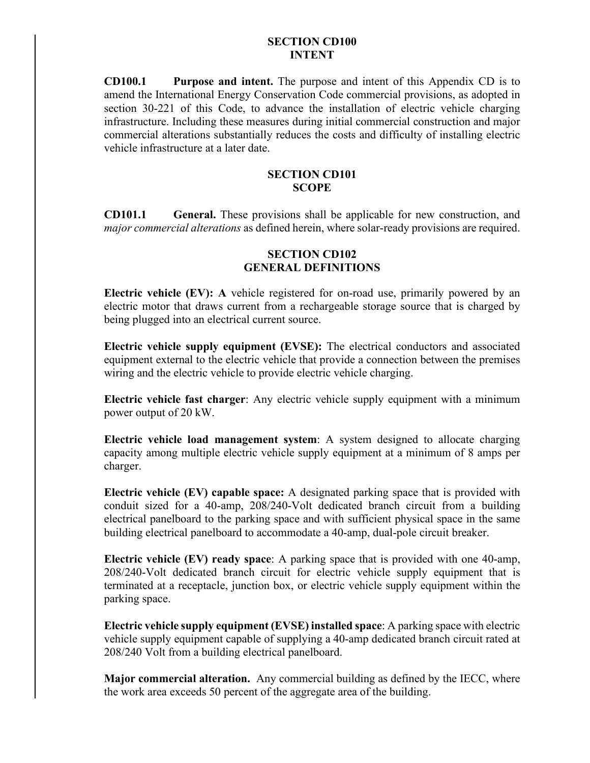## SECTION CD100
## INTENT

**CD100.1 Purpose and intent.** The purpose and intent of this Appendix CD is to amend the International Energy Conservation Code commercial provisions, as adopted in section 30-221 of this Code, to advance the installation of electric vehicle charging infrastructure. Including these measures during initial commercial construction and major commercial alterations substantially reduces the costs and difficulty of installing electric vehicle infrastructure at a later date.

## SECTION CD101
## SCOPE

**CD101.1 General.** These provisions shall be applicable for new construction, and *major commercial alterations* as defined herein, where solar-ready provisions are required.

## SECTION CD102
## GENERAL DEFINITIONS

**Electric vehicle (EV): A** vehicle registered for on-road use, primarily powered by an electric motor that draws current from a rechargeable storage source that is charged by being plugged into an electrical current source.

**Electric vehicle supply equipment (EVSE):** The electrical conductors and associated equipment external to the electric vehicle that provide a connection between the premises wiring and the electric vehicle to provide electric vehicle charging.

**Electric vehicle fast charger**: Any electric vehicle supply equipment with a minimum power output of 20 kW.

**Electric vehicle load management system**: A system designed to allocate charging capacity among multiple electric vehicle supply equipment at a minimum of 8 amps per charger.

**Electric vehicle (EV) capable space:** A designated parking space that is provided with conduit sized for a 40-amp, 208/240-Volt dedicated branch circuit from a building electrical panelboard to the parking space and with sufficient physical space in the same building electrical panelboard to accommodate a 40-amp, dual-pole circuit breaker.

**Electric vehicle (EV) ready space**: A parking space that is provided with one 40-amp, 208/240-Volt dedicated branch circuit for electric vehicle supply equipment that is terminated at a receptacle, junction box, or electric vehicle supply equipment within the parking space.

**Electric vehicle supply equipment (EVSE) installed space**: A parking space with electric vehicle supply equipment capable of supplying a 40-amp dedicated branch circuit rated at 208/240 Volt from a building electrical panelboard.

**Major commercial alteration.** Any commercial building as defined by the IECC, where the work area exceeds 50 percent of the aggregate area of the building.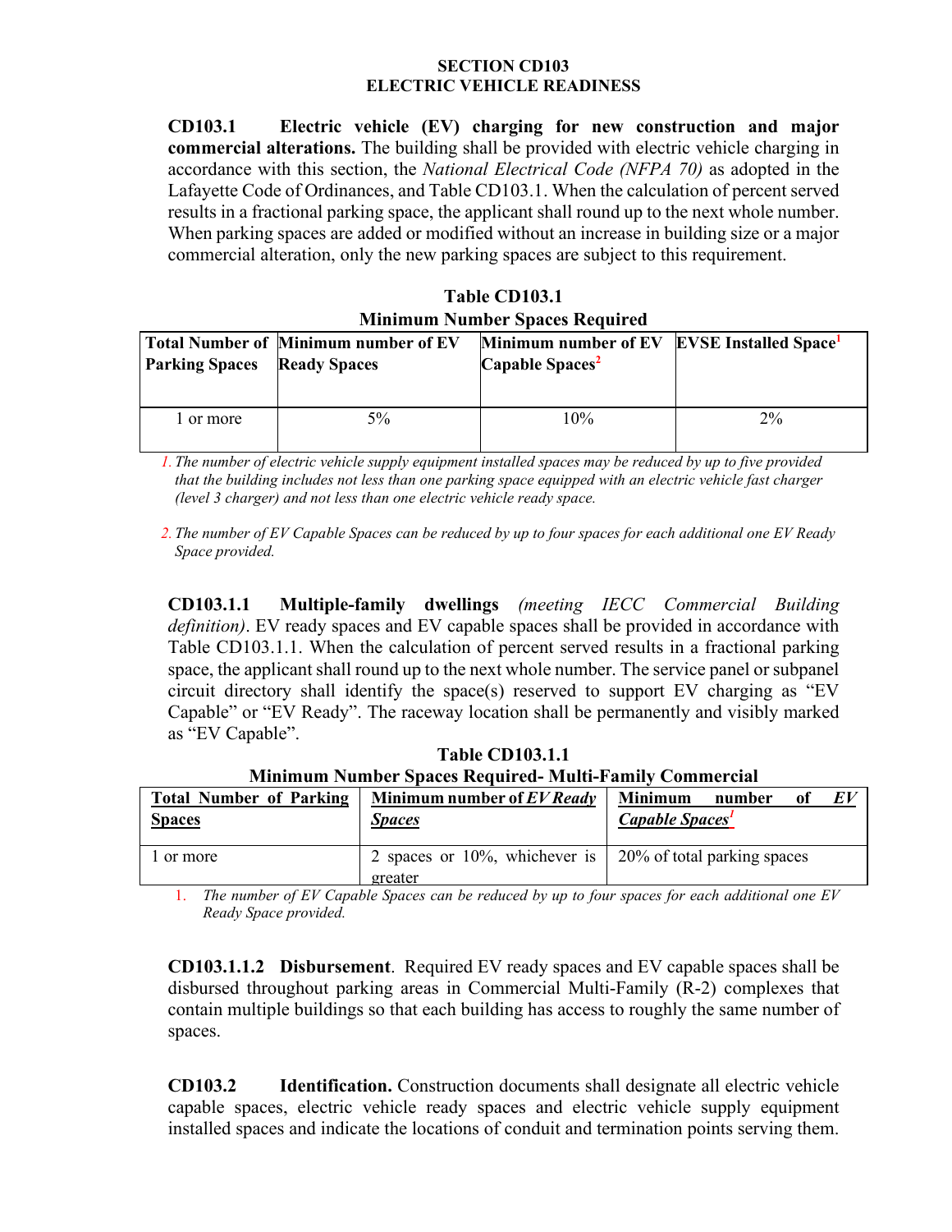# SECTION CD103
# ELECTRIC VEHICLE READINESS

**CD103.1 Electric vehicle (EV) charging for new construction and major commercial alterations.** The building shall be provided with electric vehicle charging in accordance with this section, the *National Electrical Code (NFPA 70)* as adopted in the Lafayette Code of Ordinances, and Table CD103.1. When the calculation of percent served results in a fractional parking space, the applicant shall round up to the next whole number. When parking spaces are added or modified without an increase in building size or a major commercial alteration, only the new parking spaces are subject to this requirement.

**Table CD103.1**
**Minimum Number Spaces Required**

| Total Number of Parking Spaces | Minimum number of EV Ready Spaces | Minimum number of EV Capable Spaces[2] | EVSE Installed Space[1] |
|---|---|---|---|
| 1 or more | 5% | 10% | 2% |

*1. The number of electric vehicle supply equipment installed spaces may be reduced by up to five provided that the building includes not less than one parking space equipped with an electric vehicle fast charger (level 3 charger) and not less than one electric vehicle ready space.*

*2. The number of EV Capable Spaces can be reduced by up to four spaces for each additional one EV Ready Space provided.*

**CD103.1.1 Multiple-family dwellings** *(meeting IECC Commercial Building definition)*. EV ready spaces and EV capable spaces shall be provided in accordance with Table CD103.1.1. When the calculation of percent served results in a fractional parking space, the applicant shall round up to the next whole number. The service panel or subpanel circuit directory shall identify the space(s) reserved to support EV charging as "EV Capable" or "EV Ready". The raceway location shall be permanently and visibly marked as "EV Capable".

**Table CD103.1.1**
**Minimum Number Spaces Required- Multi-Family Commercial**

| Total Number of Parking Spaces | Minimum number of *EV Ready Spaces* | Minimum number of *EV Capable Spaces*[1] |
|---|---|---|
| 1 or more | 2 spaces or 10%, whichever is greater | 20% of total parking spaces |

1. *The number of EV Capable Spaces can be reduced by up to four spaces for each additional one EV Ready Space provided.*

**CD103.1.1.2 Disbursement**. Required EV ready spaces and EV capable spaces shall be disbursed throughout parking areas in Commercial Multi-Family (R-2) complexes that contain multiple buildings so that each building has access to roughly the same number of spaces.

**CD103.2 Identification.** Construction documents shall designate all electric vehicle capable spaces, electric vehicle ready spaces and electric vehicle supply equipment installed spaces and indicate the locations of conduit and termination points serving them.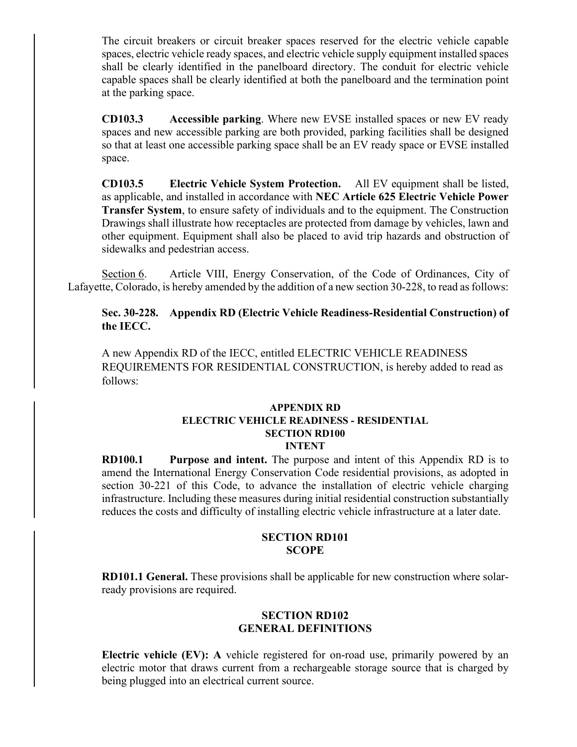The circuit breakers or circuit breaker spaces reserved for the electric vehicle capable spaces, electric vehicle ready spaces, and electric vehicle supply equipment installed spaces shall be clearly identified in the panelboard directory. The conduit for electric vehicle capable spaces shall be clearly identified at both the panelboard and the termination point at the parking space.

**CD103.3 Accessible parking**. Where new EVSE installed spaces or new EV ready spaces and new accessible parking are both provided, parking facilities shall be designed so that at least one accessible parking space shall be an EV ready space or EVSE installed space.

**CD103.5 Electric Vehicle System Protection.** All EV equipment shall be listed, as applicable, and installed in accordance with **NEC Article 625 Electric Vehicle Power Transfer System**, to ensure safety of individuals and to the equipment. The Construction Drawings shall illustrate how receptacles are protected from damage by vehicles, lawn and other equipment. Equipment shall also be placed to avid trip hazards and obstruction of sidewalks and pedestrian access.

Section 6. Article VIII, Energy Conservation, of the Code of Ordinances, City of Lafayette, Colorado, is hereby amended by the addition of a new section 30-228, to read as follows:

**Sec. 30-228. Appendix RD (Electric Vehicle Readiness-Residential Construction) of the IECC.**

A new Appendix RD of the IECC, entitled ELECTRIC VEHICLE READINESS REQUIREMENTS FOR RESIDENTIAL CONSTRUCTION, is hereby added to read as follows:

**APPENDIX RD**
**ELECTRIC VEHICLE READINESS - RESIDENTIAL**
**SECTION RD100**
**INTENT**

**RD100.1 Purpose and intent.** The purpose and intent of this Appendix RD is to amend the International Energy Conservation Code residential provisions, as adopted in section 30-221 of this Code, to advance the installation of electric vehicle charging infrastructure. Including these measures during initial residential construction substantially reduces the costs and difficulty of installing electric vehicle infrastructure at a later date.

**SECTION RD101**
**SCOPE**

**RD101.1 General.** These provisions shall be applicable for new construction where solar-ready provisions are required.

**SECTION RD102**
**GENERAL DEFINITIONS**

**Electric vehicle (EV): A** vehicle registered for on-road use, primarily powered by an electric motor that draws current from a rechargeable storage source that is charged by being plugged into an electrical current source.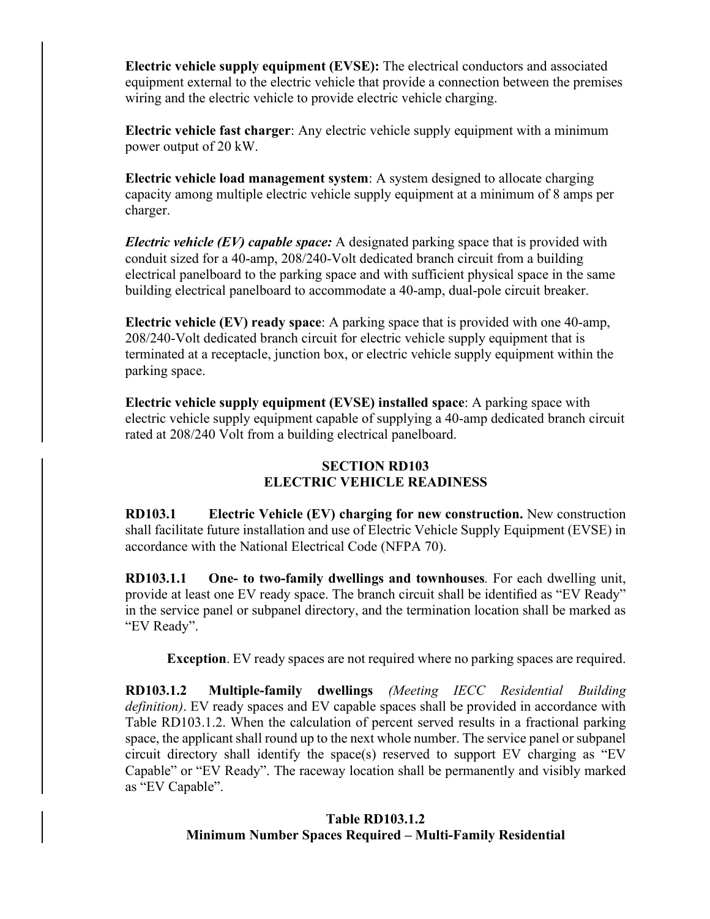**Electric vehicle supply equipment (EVSE):** The electrical conductors and associated equipment external to the electric vehicle that provide a connection between the premises wiring and the electric vehicle to provide electric vehicle charging.

**Electric vehicle fast charger**: Any electric vehicle supply equipment with a minimum power output of 20 kW.

**Electric vehicle load management system**: A system designed to allocate charging capacity among multiple electric vehicle supply equipment at a minimum of 8 amps per charger.

***Electric vehicle (EV) capable space:*** A designated parking space that is provided with conduit sized for a 40-amp, 208/240-Volt dedicated branch circuit from a building electrical panelboard to the parking space and with sufficient physical space in the same building electrical panelboard to accommodate a 40-amp, dual-pole circuit breaker.

**Electric vehicle (EV) ready space**: A parking space that is provided with one 40-amp, 208/240-Volt dedicated branch circuit for electric vehicle supply equipment that is terminated at a receptacle, junction box, or electric vehicle supply equipment within the parking space.

**Electric vehicle supply equipment (EVSE) installed space**: A parking space with electric vehicle supply equipment capable of supplying a 40-amp dedicated branch circuit rated at 208/240 Volt from a building electrical panelboard.

## SECTION RD103
## ELECTRIC VEHICLE READINESS

**RD103.1 Electric Vehicle (EV) charging for new construction.** New construction shall facilitate future installation and use of Electric Vehicle Supply Equipment (EVSE) in accordance with the National Electrical Code (NFPA 70).

**RD103.1.1 One- to two-family dwellings and townhouses***.* For each dwelling unit, provide at least one EV ready space. The branch circuit shall be identified as "EV Ready" in the service panel or subpanel directory, and the termination location shall be marked as "EV Ready".

**Exception**. EV ready spaces are not required where no parking spaces are required.

**RD103.1.2 Multiple-family dwellings** *(Meeting IECC Residential Building definition)*. EV ready spaces and EV capable spaces shall be provided in accordance with Table RD103.1.2. When the calculation of percent served results in a fractional parking space, the applicant shall round up to the next whole number. The service panel or subpanel circuit directory shall identify the space(s) reserved to support EV charging as "EV Capable" or "EV Ready". The raceway location shall be permanently and visibly marked as "EV Capable".

**Table RD103.1.2**
**Minimum Number Spaces Required – Multi-Family Residential**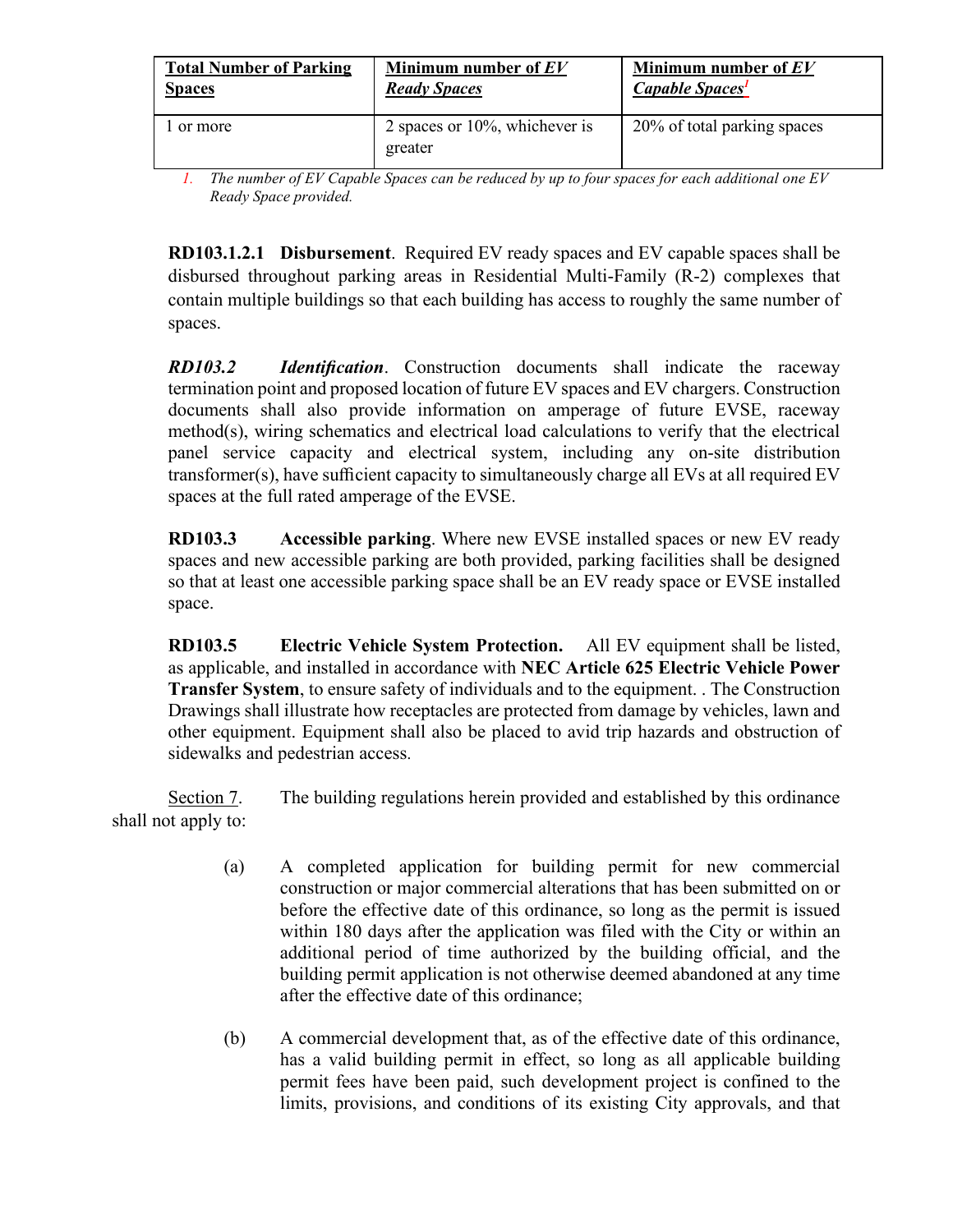| **Total Number of Parking Spaces** | **Minimum number of *EV Ready Spaces*** | **Minimum number of *EV Capable Spaces*[1]** |
| --- | --- | --- |
| 1 or more | 2 spaces or 10%, whichever is greater | 20% of total parking spaces |

1. *The number of EV Capable Spaces can be reduced by up to four spaces for each additional one EV Ready Space provided.*

**RD103.1.2.1 Disbursement**. Required EV ready spaces and EV capable spaces shall be disbursed throughout parking areas in Residential Multi-Family (R-2) complexes that contain multiple buildings so that each building has access to roughly the same number of spaces.

***RD103.2 Identification***. Construction documents shall indicate the raceway termination point and proposed location of future EV spaces and EV chargers. Construction documents shall also provide information on amperage of future EVSE, raceway method(s), wiring schematics and electrical load calculations to verify that the electrical panel service capacity and electrical system, including any on-site distribution transformer(s), have sufficient capacity to simultaneously charge all EVs at all required EV spaces at the full rated amperage of the EVSE.

**RD103.3 Accessible parking**. Where new EVSE installed spaces or new EV ready spaces and new accessible parking are both provided, parking facilities shall be designed so that at least one accessible parking space shall be an EV ready space or EVSE installed space.

**RD103.5 Electric Vehicle System Protection.** All EV equipment shall be listed, as applicable, and installed in accordance with **NEC Article 625 Electric Vehicle Power Transfer System**, to ensure safety of individuals and to the equipment. . The Construction Drawings shall illustrate how receptacles are protected from damage by vehicles, lawn and other equipment. Equipment shall also be placed to avid trip hazards and obstruction of sidewalks and pedestrian access.

Section 7. The building regulations herein provided and established by this ordinance shall not apply to:

(a) A completed application for building permit for new commercial construction or major commercial alterations that has been submitted on or before the effective date of this ordinance, so long as the permit is issued within 180 days after the application was filed with the City or within an additional period of time authorized by the building official, and the building permit application is not otherwise deemed abandoned at any time after the effective date of this ordinance;

(b) A commercial development that, as of the effective date of this ordinance, has a valid building permit in effect, so long as all applicable building permit fees have been paid, such development project is confined to the limits, provisions, and conditions of its existing City approvals, and that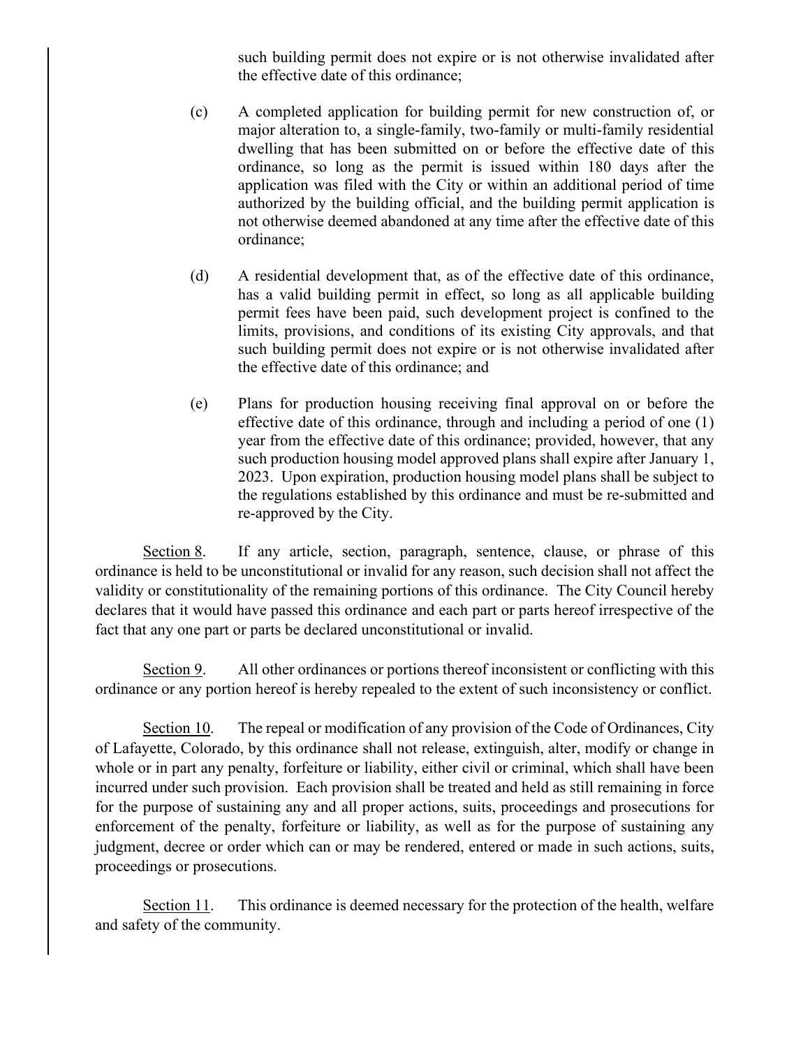such building permit does not expire or is not otherwise invalidated after the effective date of this ordinance;

(c) A completed application for building permit for new construction of, or major alteration to, a single-family, two-family or multi-family residential dwelling that has been submitted on or before the effective date of this ordinance, so long as the permit is issued within 180 days after the application was filed with the City or within an additional period of time authorized by the building official, and the building permit application is not otherwise deemed abandoned at any time after the effective date of this ordinance;

(d) A residential development that, as of the effective date of this ordinance, has a valid building permit in effect, so long as all applicable building permit fees have been paid, such development project is confined to the limits, provisions, and conditions of its existing City approvals, and that such building permit does not expire or is not otherwise invalidated after the effective date of this ordinance; and

(e) Plans for production housing receiving final approval on or before the effective date of this ordinance, through and including a period of one (1) year from the effective date of this ordinance; provided, however, that any such production housing model approved plans shall expire after January 1, 2023. Upon expiration, production housing model plans shall be subject to the regulations established by this ordinance and must be re-submitted and re-approved by the City.

Section 8. If any article, section, paragraph, sentence, clause, or phrase of this ordinance is held to be unconstitutional or invalid for any reason, such decision shall not affect the validity or constitutionality of the remaining portions of this ordinance. The City Council hereby declares that it would have passed this ordinance and each part or parts hereof irrespective of the fact that any one part or parts be declared unconstitutional or invalid.

Section 9. All other ordinances or portions thereof inconsistent or conflicting with this ordinance or any portion hereof is hereby repealed to the extent of such inconsistency or conflict.

Section 10. The repeal or modification of any provision of the Code of Ordinances, City of Lafayette, Colorado, by this ordinance shall not release, extinguish, alter, modify or change in whole or in part any penalty, forfeiture or liability, either civil or criminal, which shall have been incurred under such provision. Each provision shall be treated and held as still remaining in force for the purpose of sustaining any and all proper actions, suits, proceedings and prosecutions for enforcement of the penalty, forfeiture or liability, as well as for the purpose of sustaining any judgment, decree or order which can or may be rendered, entered or made in such actions, suits, proceedings or prosecutions.

Section 11. This ordinance is deemed necessary for the protection of the health, welfare and safety of the community.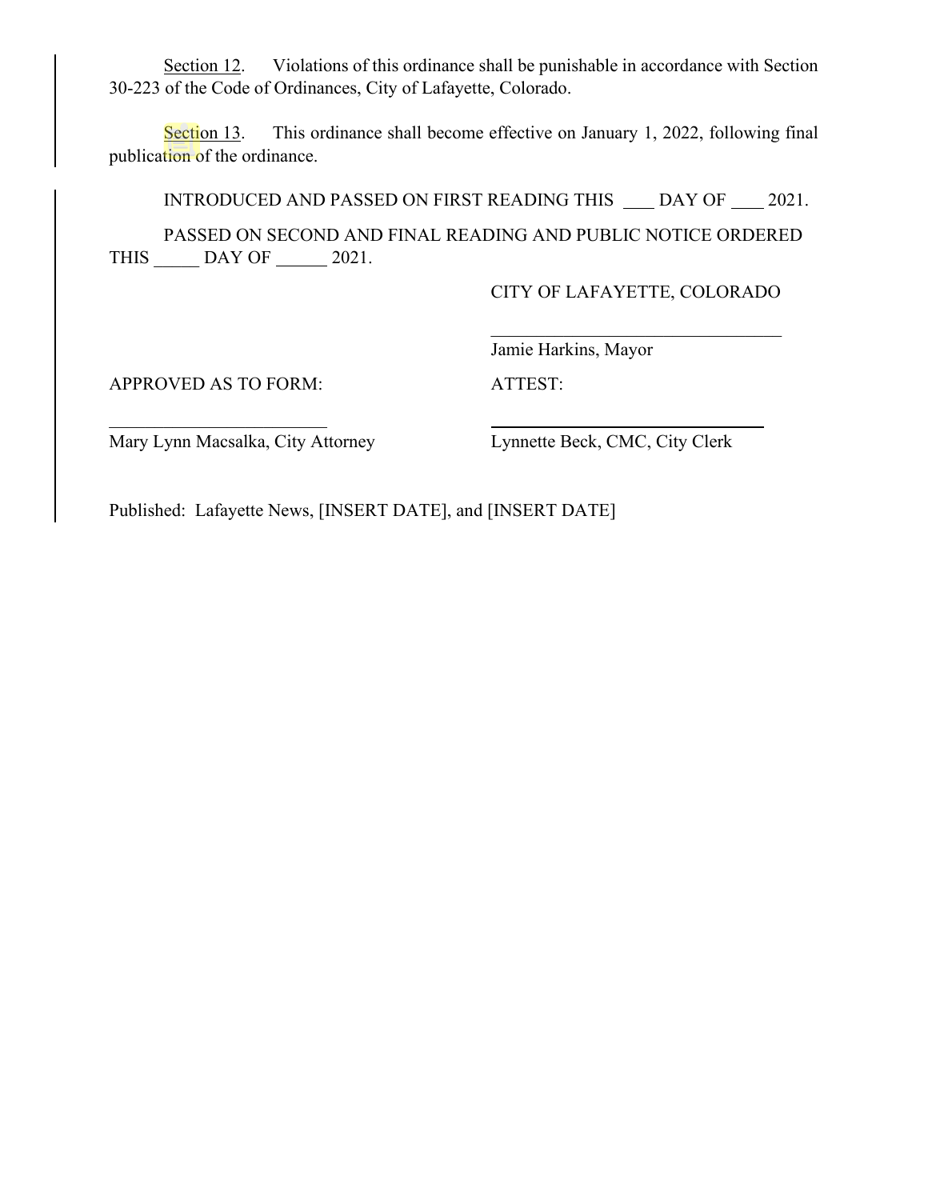Section 12. Violations of this ordinance shall be punishable in accordance with Section 30-223 of the Code of Ordinances, City of Lafayette, Colorado.

Section 13. This ordinance shall become effective on January 1, 2022, following final publication of the ordinance.

INTRODUCED AND PASSED ON FIRST READING THIS ___ DAY OF ___ 2021.

PASSED ON SECOND AND FINAL READING AND PUBLIC NOTICE ORDERED THIS _____ DAY OF ______ 2021.

CITY OF LAFAYETTE, COLORADO

_______________________________
Jamie Harkins, Mayor

APPROVED AS TO FORM:

_______________________
Mary Lynn Macsalka, City Attorney

ATTEST:

_______________________________
Lynnette Beck, CMC, City Clerk

Published: Lafayette News, [INSERT DATE], and [INSERT DATE]